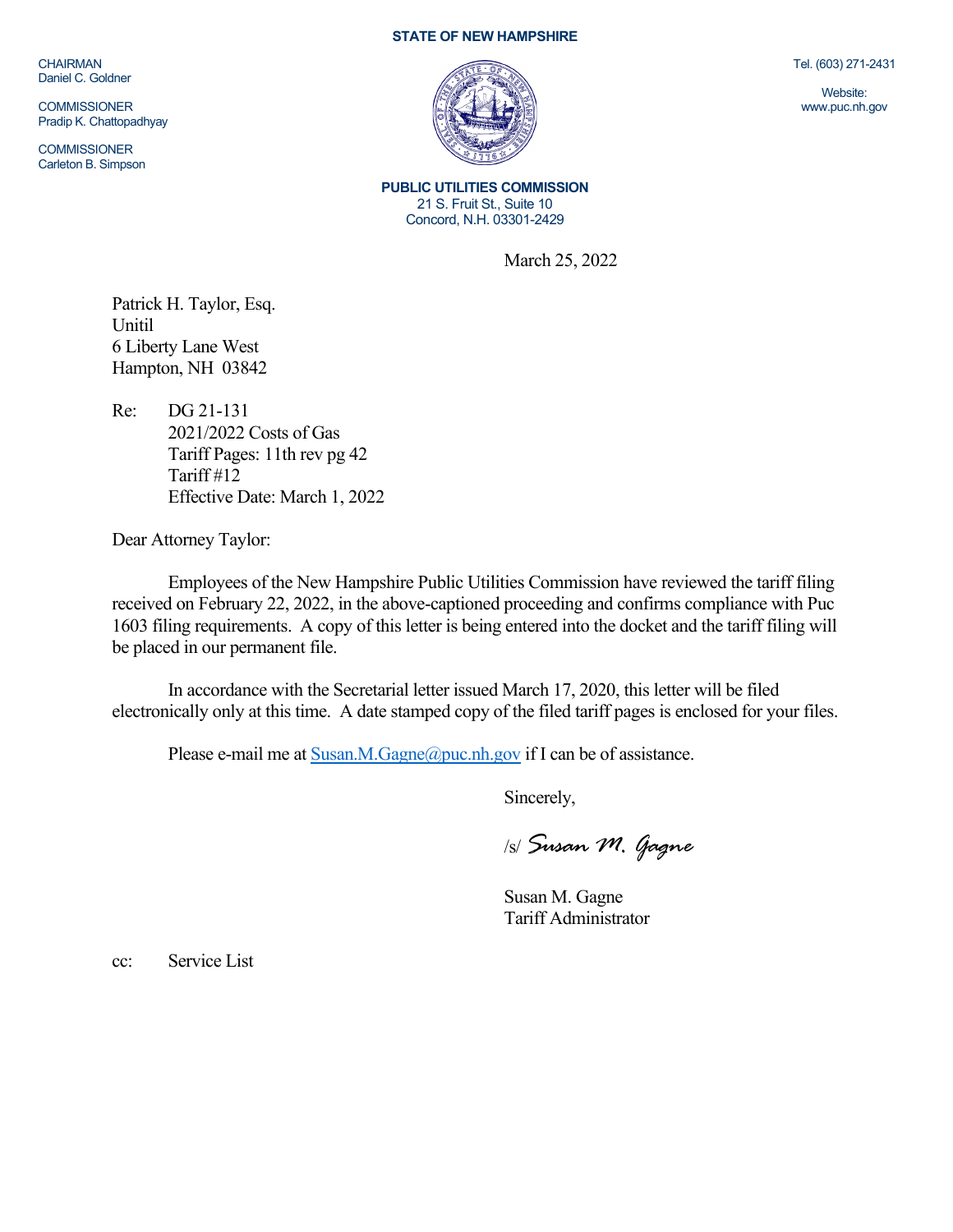**STATE OF NEW HAMPSHIRE**

CHAIRMAN
Daniel C. Goldner

COMMISSIONER
Pradip K. Chattopadhyay

COMMISSIONER
Carleton B. Simpson

Tel. (603) 271-2431

Website:
www.puc.nh.gov

**PUBLIC UTILITIES COMMISSION**
21 S. Fruit St., Suite 10
Concord, N.H. 03301-2429

March 25, 2022

Patrick H. Taylor, Esq.
Unitil
6 Liberty Lane West
Hampton, NH 03842

Re: DG 21-131
2021/2022 Costs of Gas
Tariff Pages: 11th rev pg 42
Tariff #12
Effective Date: March 1, 2022

Dear Attorney Taylor:

Employees of the New Hampshire Public Utilities Commission have reviewed the tariff filing received on February 22, 2022, in the above-captioned proceeding and confirms compliance with Puc 1603 filing requirements. A copy of this letter is being entered into the docket and the tariff filing will be placed in our permanent file.

In accordance with the Secretarial letter issued March 17, 2020, this letter will be filed electronically only at this time. A date stamped copy of the filed tariff pages is enclosed for your files.

Please e-mail me at Susan.M.Gagne@puc.nh.gov if I can be of assistance.

Sincerely,

/s/ *Susan M. Gagne*

Susan M. Gagne
Tariff Administrator

cc: Service List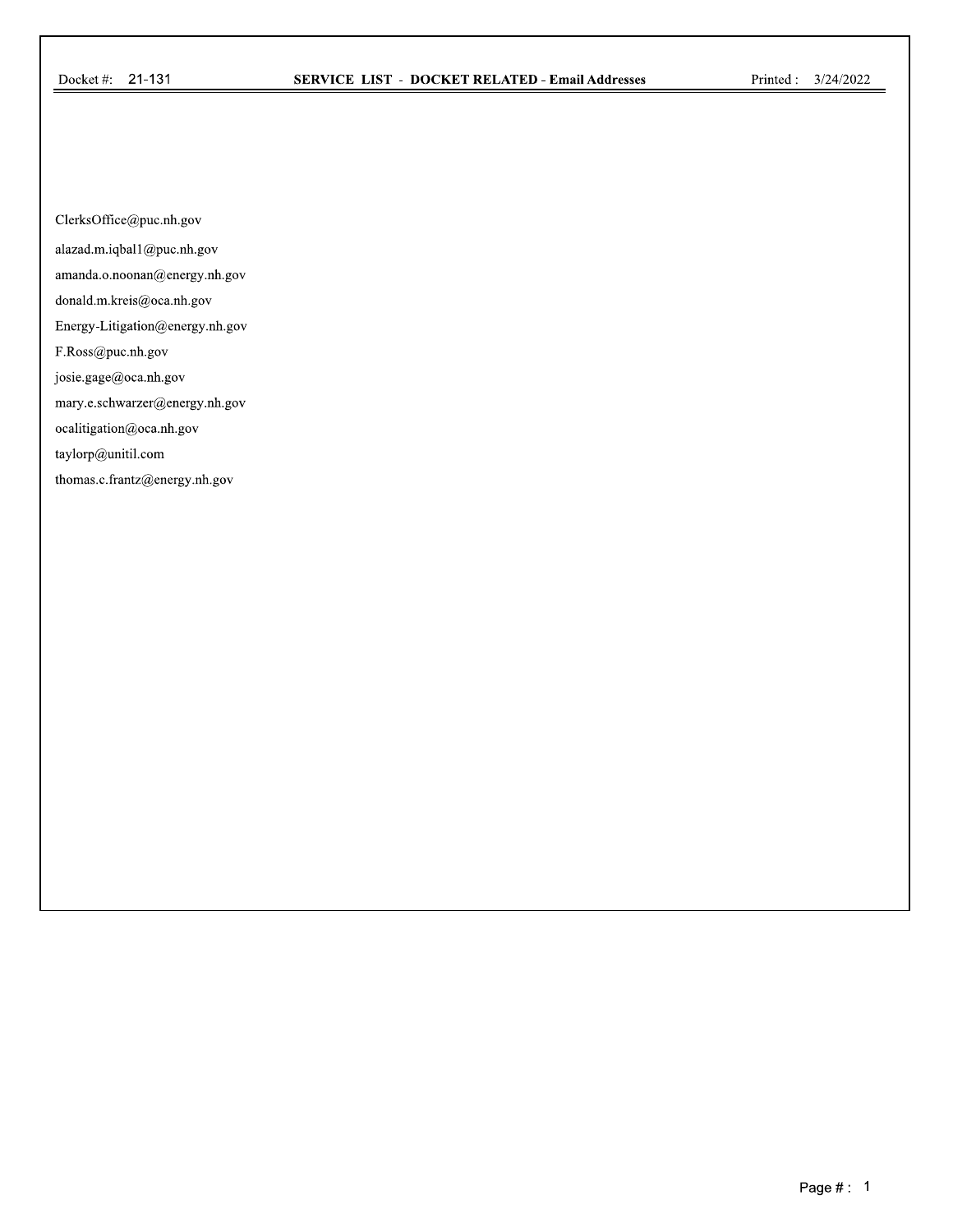Docket #: 21-131

**SERVICE LIST - DOCKET RELATED - Email Addresses**

Printed : 3/24/2022

ClerksOffice@puc.nh.gov

alazad.m.iqbal1@puc.nh.gov

amanda.o.noonan@energy.nh.gov

donald.m.kreis@oca.nh.gov

Energy-Litigation@energy.nh.gov

F.Ross@puc.nh.gov

josie.gage@oca.nh.gov

mary.e.schwarzer@energy.nh.gov

ocalitigation@oca.nh.gov

taylorp@unitil.com

thomas.c.frantz@energy.nh.gov